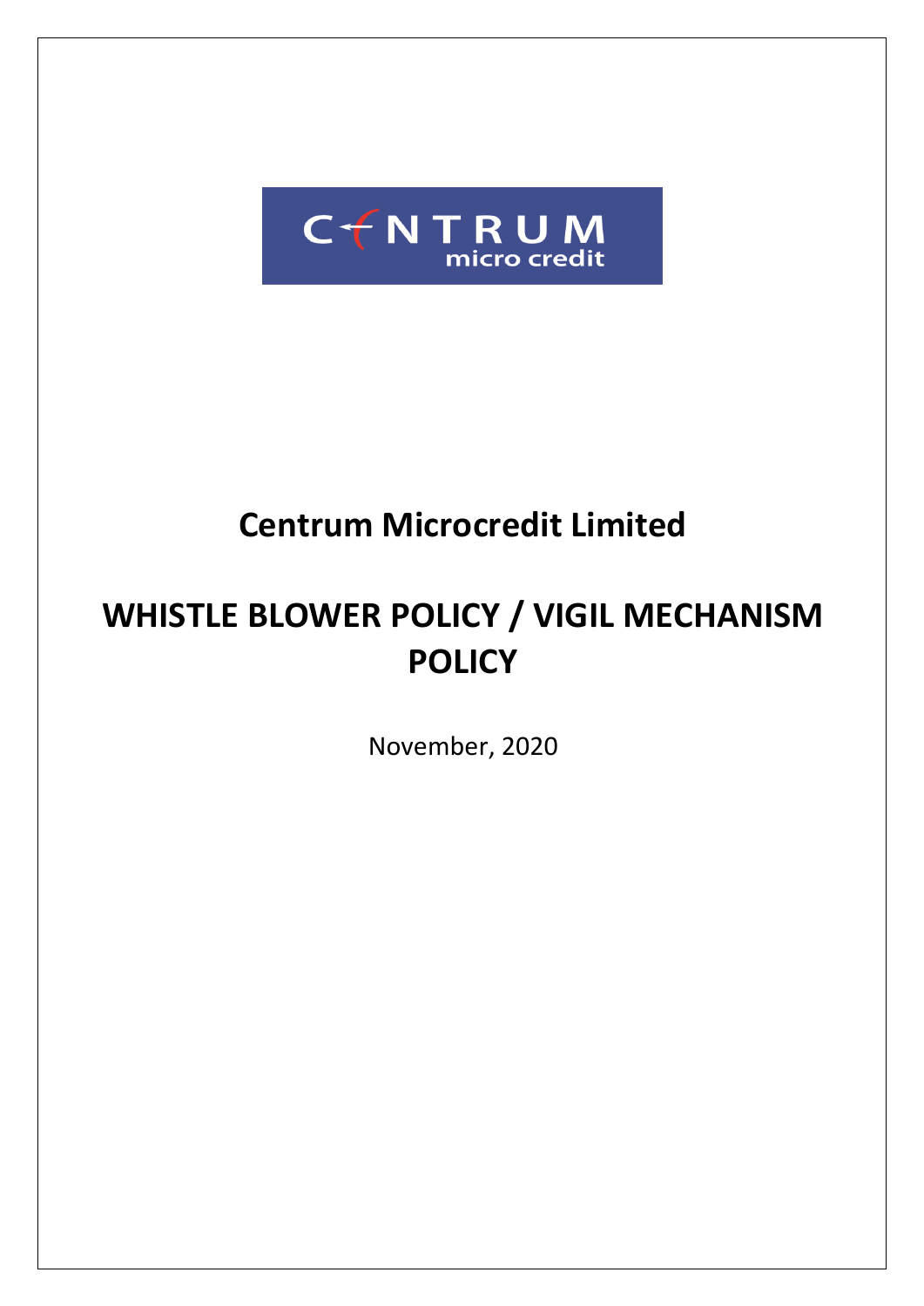# Centrum Microcredit Limited

# WHISTLE BLOWER POLICY / VIGIL MECHANISM POLICY

November, 2020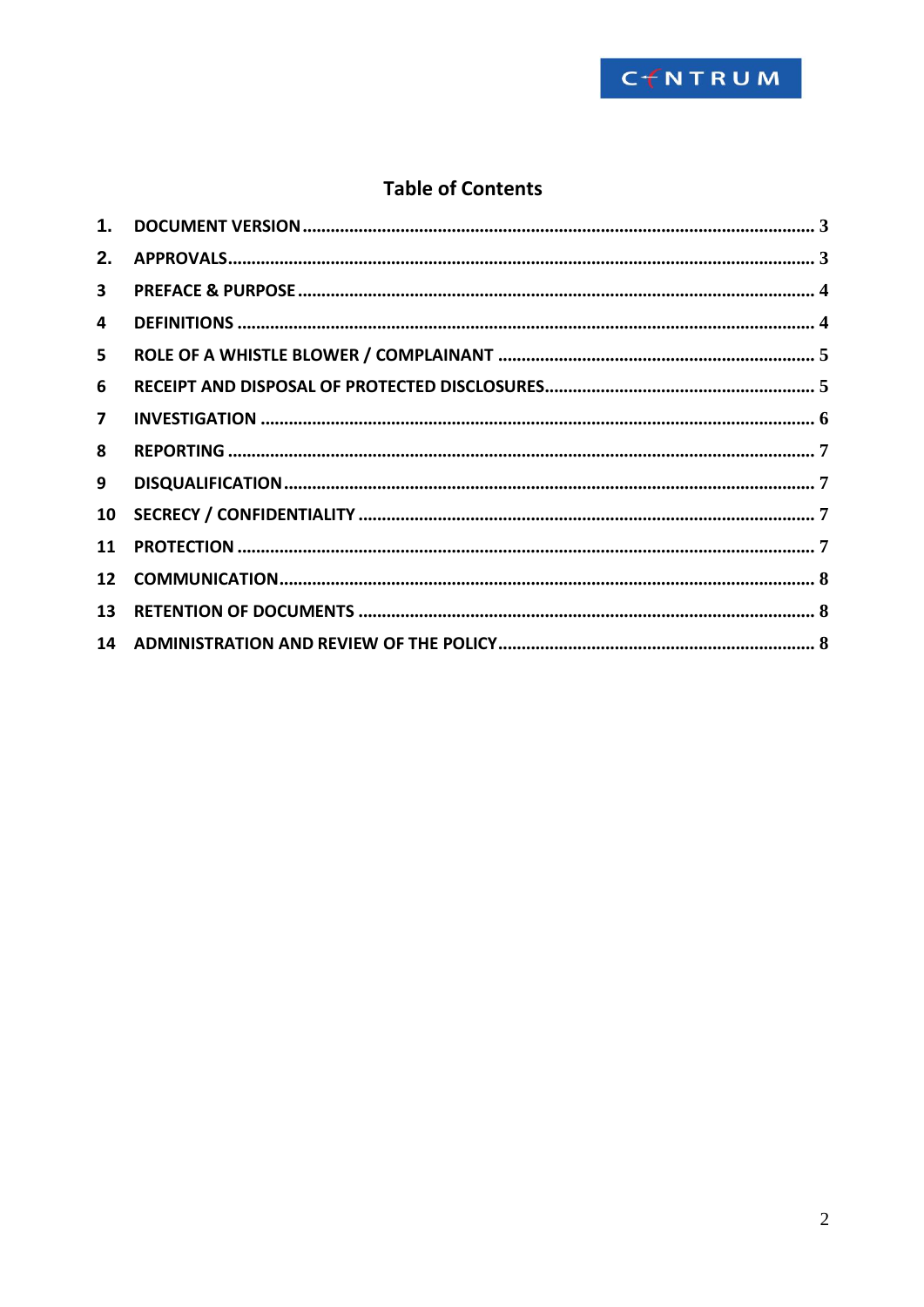## Table of Contents

| | | |
|---|---|---|
| 1. | DOCUMENT VERSION | 3 |
| 2. | APPROVALS | 3 |
| 3 | PREFACE & PURPOSE | 4 |
| 4 | DEFINITIONS | 4 |
| 5 | ROLE OF A WHISTLE BLOWER / COMPLAINANT | 5 |
| 6 | RECEIPT AND DISPOSAL OF PROTECTED DISCLOSURES | 5 |
| 7 | INVESTIGATION | 6 |
| 8 | REPORTING | 7 |
| 9 | DISQUALIFICATION | 7 |
| 10 | SECRECY / CONFIDENTIALITY | 7 |
| 11 | PROTECTION | 7 |
| 12 | COMMUNICATION | 8 |
| 13 | RETENTION OF DOCUMENTS | 8 |
| 14 | ADMINISTRATION AND REVIEW OF THE POLICY | 8 |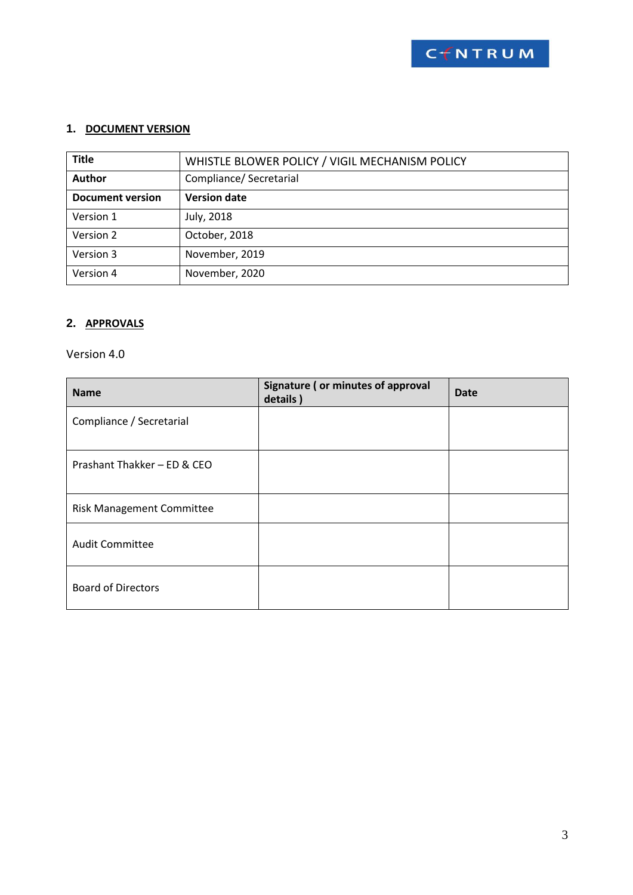## 1. DOCUMENT VERSION

| **Title** | WHISTLE BLOWER POLICY / VIGIL MECHANISM POLICY |
|---|---|
| **Author** | Compliance/ Secretarial |
| **Document version** | **Version date** |
| Version 1 | July, 2018 |
| Version 2 | October, 2018 |
| Version 3 | November, 2019 |
| Version 4 | November, 2020 |

## 2. APPROVALS

Version 4.0

| Name | Signature ( or minutes of approval details ) | Date |
|---|---|---|
| Compliance / Secretarial | | |
| Prashant Thakker – ED & CEO | | |
| Risk Management Committee | | |
| Audit Committee | | |
| Board of Directors | | |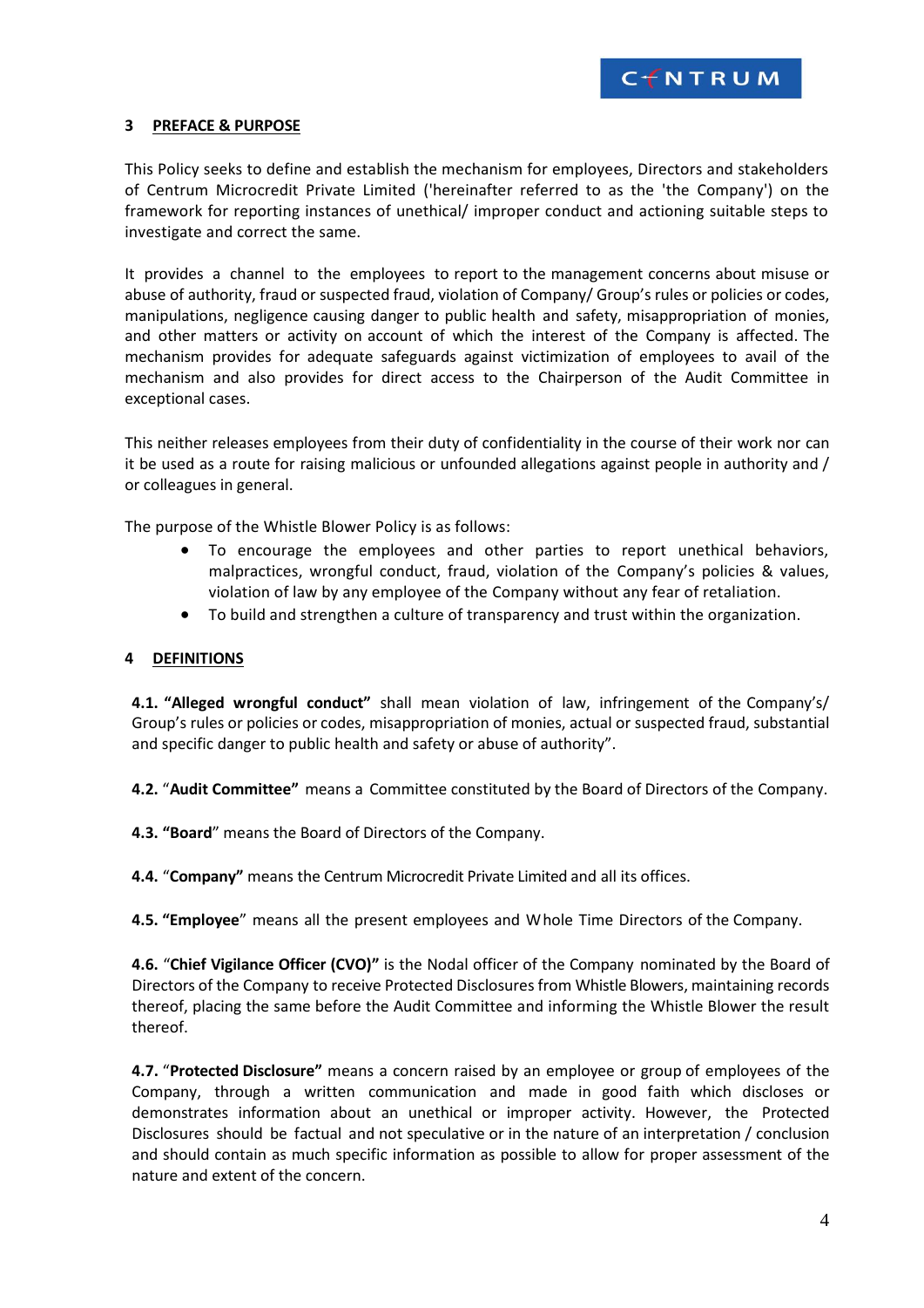## 3 PREFACE & PURPOSE

This Policy seeks to define and establish the mechanism for employees, Directors and stakeholders of Centrum Microcredit Private Limited ('hereinafter referred to as the 'the Company') on the framework for reporting instances of unethical/ improper conduct and actioning suitable steps to investigate and correct the same.

It provides a channel to the employees to report to the management concerns about misuse or abuse of authority, fraud or suspected fraud, violation of Company/ Group's rules or policies or codes, manipulations, negligence causing danger to public health and safety, misappropriation of monies, and other matters or activity on account of which the interest of the Company is affected. The mechanism provides for adequate safeguards against victimization of employees to avail of the mechanism and also provides for direct access to the Chairperson of the Audit Committee in exceptional cases.

This neither releases employees from their duty of confidentiality in the course of their work nor can it be used as a route for raising malicious or unfounded allegations against people in authority and / or colleagues in general.

The purpose of the Whistle Blower Policy is as follows:

- To encourage the employees and other parties to report unethical behaviors, malpractices, wrongful conduct, fraud, violation of the Company's policies & values, violation of law by any employee of the Company without any fear of retaliation.
- To build and strengthen a culture of transparency and trust within the organization.

## 4 DEFINITIONS

**4.1. "Alleged wrongful conduct"** shall mean violation of law, infringement of the Company's/ Group's rules or policies or codes, misappropriation of monies, actual or suspected fraud, substantial and specific danger to public health and safety or abuse of authority".

**4.2.** "**Audit Committee"** means a Committee constituted by the Board of Directors of the Company.

**4.3. "Board**" means the Board of Directors of the Company.

**4.4.** "**Company"** means the Centrum Microcredit Private Limited and all its offices.

**4.5. "Employee**" means all the present employees and Whole Time Directors of the Company.

**4.6.** "**Chief Vigilance Officer (CVO)"** is the Nodal officer of the Company nominated by the Board of Directors of the Company to receive Protected Disclosures from Whistle Blowers, maintaining records thereof, placing the same before the Audit Committee and informing the Whistle Blower the result thereof.

**4.7.** "**Protected Disclosure"** means a concern raised by an employee or group of employees of the Company, through a written communication and made in good faith which discloses or demonstrates information about an unethical or improper activity. However, the Protected Disclosures should be factual and not speculative or in the nature of an interpretation / conclusion and should contain as much specific information as possible to allow for proper assessment of the nature and extent of the concern.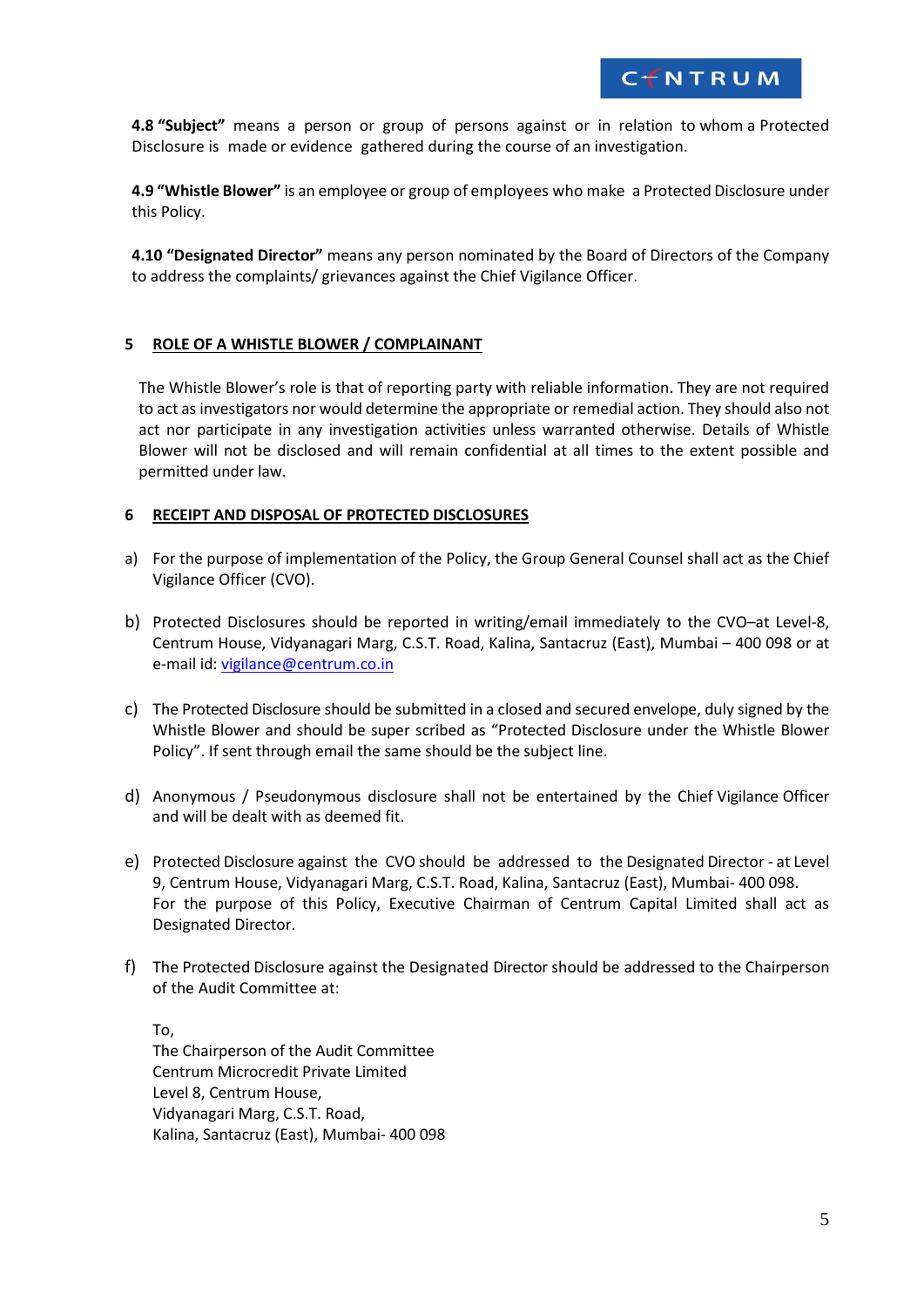**4.8 "Subject"** means a person or group of persons against or in relation to whom a Protected Disclosure is made or evidence gathered during the course of an investigation.

**4.9 "Whistle Blower"** is an employee or group of employees who make a Protected Disclosure under this Policy.

**4.10 "Designated Director"** means any person nominated by the Board of Directors of the Company to address the complaints/ grievances against the Chief Vigilance Officer.

## 5 ROLE OF A WHISTLE BLOWER / COMPLAINANT

The Whistle Blower's role is that of reporting party with reliable information. They are not required to act as investigators nor would determine the appropriate or remedial action. They should also not act nor participate in any investigation activities unless warranted otherwise. Details of Whistle Blower will not be disclosed and will remain confidential at all times to the extent possible and permitted under law.

## 6 RECEIPT AND DISPOSAL OF PROTECTED DISCLOSURES

a) For the purpose of implementation of the Policy, the Group General Counsel shall act as the Chief Vigilance Officer (CVO).

b) Protected Disclosures should be reported in writing/email immediately to the CVO–at Level-8, Centrum House, Vidyanagari Marg, C.S.T. Road, Kalina, Santacruz (East), Mumbai – 400 098 or at e-mail id: vigilance@centrum.co.in

c) The Protected Disclosure should be submitted in a closed and secured envelope, duly signed by the Whistle Blower and should be super scribed as "Protected Disclosure under the Whistle Blower Policy". If sent through email the same should be the subject line.

d) Anonymous / Pseudonymous disclosure shall not be entertained by the Chief Vigilance Officer and will be dealt with as deemed fit.

e) Protected Disclosure against the CVO should be addressed to the Designated Director - at Level 9, Centrum House, Vidyanagari Marg, C.S.T. Road, Kalina, Santacruz (East), Mumbai- 400 098. For the purpose of this Policy, Executive Chairman of Centrum Capital Limited shall act as Designated Director.

f) The Protected Disclosure against the Designated Director should be addressed to the Chairperson of the Audit Committee at:

To,
The Chairperson of the Audit Committee
Centrum Microcredit Private Limited
Level 8, Centrum House,
Vidyanagari Marg, C.S.T. Road,
Kalina, Santacruz (East), Mumbai- 400 098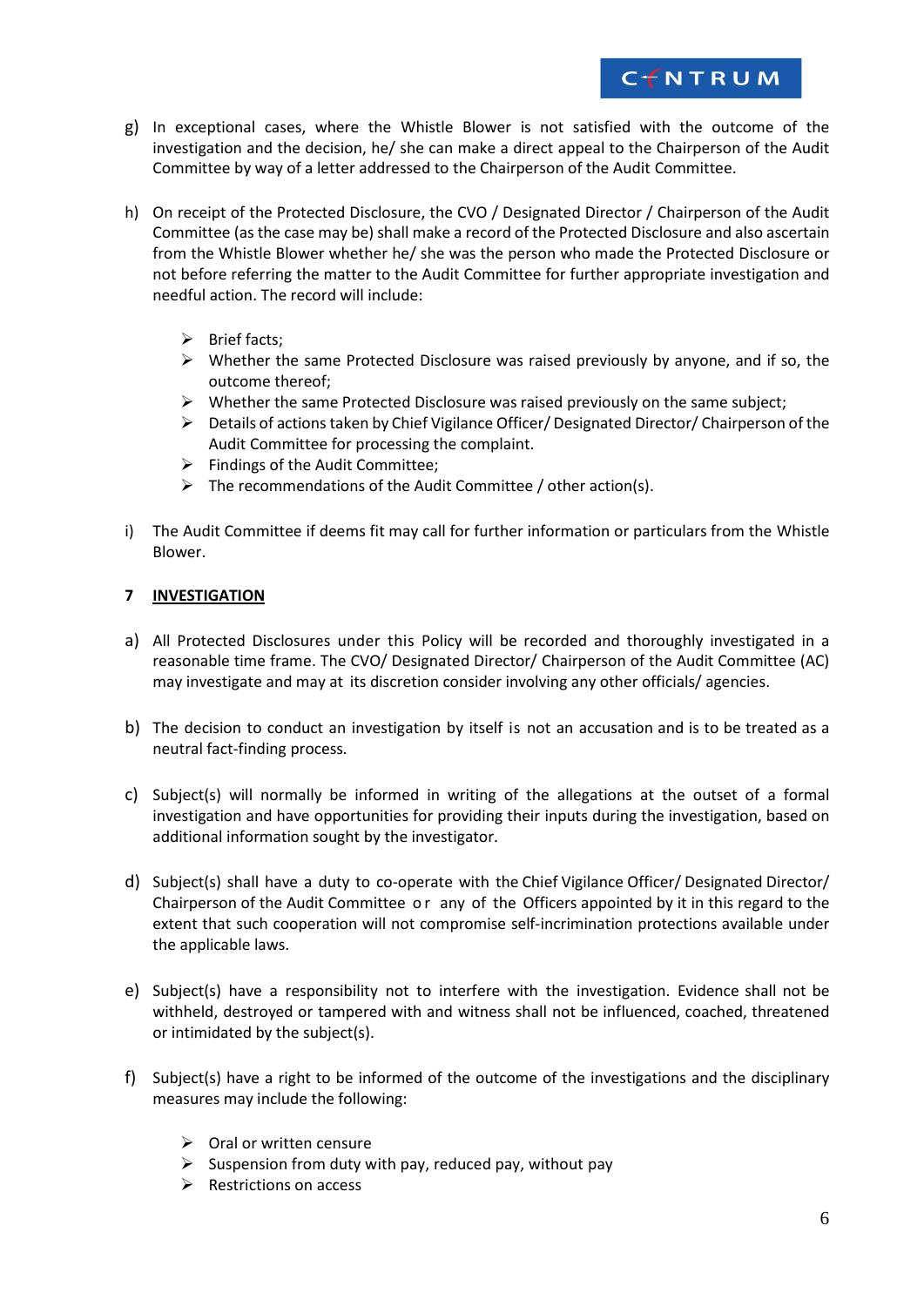g) In exceptional cases, where the Whistle Blower is not satisfied with the outcome of the investigation and the decision, he/ she can make a direct appeal to the Chairperson of the Audit Committee by way of a letter addressed to the Chairperson of the Audit Committee.

h) On receipt of the Protected Disclosure, the CVO / Designated Director / Chairperson of the Audit Committee (as the case may be) shall make a record of the Protected Disclosure and also ascertain from the Whistle Blower whether he/ she was the person who made the Protected Disclosure or not before referring the matter to the Audit Committee for further appropriate investigation and needful action. The record will include:

   - Brief facts;
   - Whether the same Protected Disclosure was raised previously by anyone, and if so, the outcome thereof;
   - Whether the same Protected Disclosure was raised previously on the same subject;
   - Details of actions taken by Chief Vigilance Officer/ Designated Director/ Chairperson of the Audit Committee for processing the complaint.
   - Findings of the Audit Committee;
   - The recommendations of the Audit Committee / other action(s).

i) The Audit Committee if deems fit may call for further information or particulars from the Whistle Blower.

## 7 INVESTIGATION

a) All Protected Disclosures under this Policy will be recorded and thoroughly investigated in a reasonable time frame. The CVO/ Designated Director/ Chairperson of the Audit Committee (AC) may investigate and may at its discretion consider involving any other officials/ agencies.

b) The decision to conduct an investigation by itself is not an accusation and is to be treated as a neutral fact-finding process.

c) Subject(s) will normally be informed in writing of the allegations at the outset of a formal investigation and have opportunities for providing their inputs during the investigation, based on additional information sought by the investigator.

d) Subject(s) shall have a duty to co-operate with the Chief Vigilance Officer/ Designated Director/ Chairperson of the Audit Committee or any of the Officers appointed by it in this regard to the extent that such cooperation will not compromise self-incrimination protections available under the applicable laws.

e) Subject(s) have a responsibility not to interfere with the investigation. Evidence shall not be withheld, destroyed or tampered with and witness shall not be influenced, coached, threatened or intimidated by the subject(s).

f) Subject(s) have a right to be informed of the outcome of the investigations and the disciplinary measures may include the following:

   - Oral or written censure
   - Suspension from duty with pay, reduced pay, without pay
   - Restrictions on access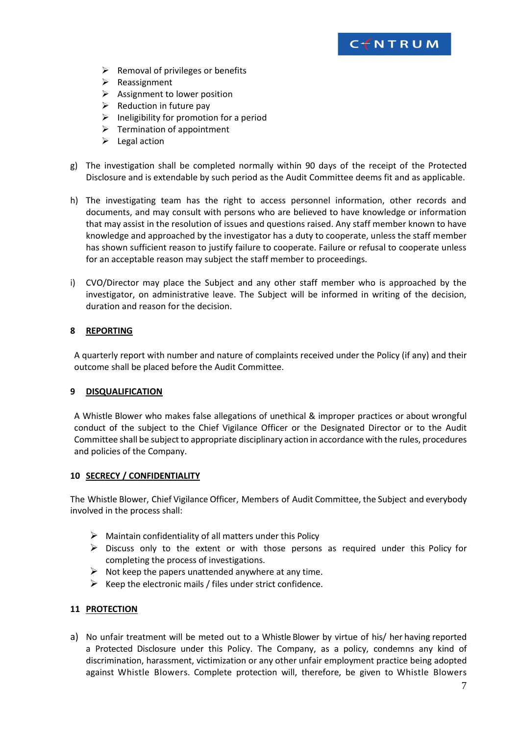- Removal of privileges or benefits
- Reassignment
- Assignment to lower position
- Reduction in future pay
- Ineligibility for promotion for a period
- Termination of appointment
- Legal action

g) The investigation shall be completed normally within 90 days of the receipt of the Protected Disclosure and is extendable by such period as the Audit Committee deems fit and as applicable.

h) The investigating team has the right to access personnel information, other records and documents, and may consult with persons who are believed to have knowledge or information that may assist in the resolution of issues and questions raised. Any staff member known to have knowledge and approached by the investigator has a duty to cooperate, unless the staff member has shown sufficient reason to justify failure to cooperate. Failure or refusal to cooperate unless for an acceptable reason may subject the staff member to proceedings.

i) CVO/Director may place the Subject and any other staff member who is approached by the investigator, on administrative leave. The Subject will be informed in writing of the decision, duration and reason for the decision.

## 8 REPORTING

A quarterly report with number and nature of complaints received under the Policy (if any) and their outcome shall be placed before the Audit Committee.

## 9 DISQUALIFICATION

A Whistle Blower who makes false allegations of unethical & improper practices or about wrongful conduct of the subject to the Chief Vigilance Officer or the Designated Director or to the Audit Committee shall be subject to appropriate disciplinary action in accordance with the rules, procedures and policies of the Company.

## 10 SECRECY / CONFIDENTIALITY

The Whistle Blower, Chief Vigilance Officer, Members of Audit Committee, the Subject and everybody involved in the process shall:

- Maintain confidentiality of all matters under this Policy
- Discuss only to the extent or with those persons as required under this Policy for completing the process of investigations.
- Not keep the papers unattended anywhere at any time.
- Keep the electronic mails / files under strict confidence.

## 11 PROTECTION

a) No unfair treatment will be meted out to a Whistle Blower by virtue of his/ her having reported a Protected Disclosure under this Policy. The Company, as a policy, condemns any kind of discrimination, harassment, victimization or any other unfair employment practice being adopted against Whistle Blowers. Complete protection will, therefore, be given to Whistle Blowers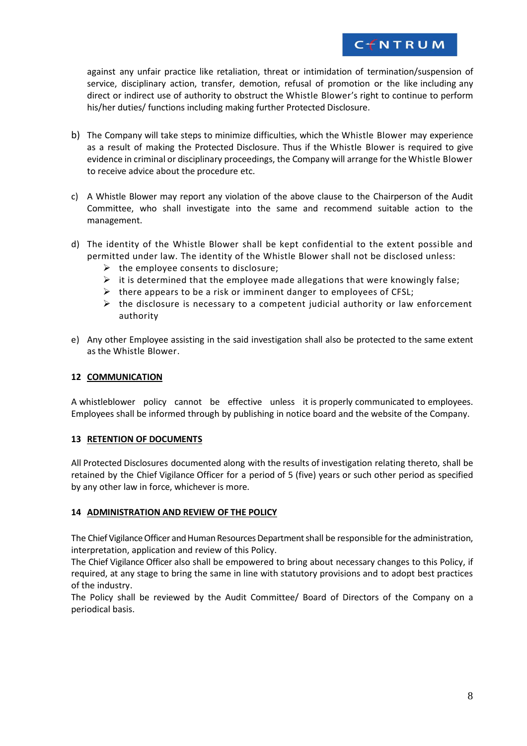against any unfair practice like retaliation, threat or intimidation of termination/suspension of service, disciplinary action, transfer, demotion, refusal of promotion or the like including any direct or indirect use of authority to obstruct the Whistle Blower's right to continue to perform his/her duties/ functions including making further Protected Disclosure.

b) The Company will take steps to minimize difficulties, which the Whistle Blower may experience as a result of making the Protected Disclosure. Thus if the Whistle Blower is required to give evidence in criminal or disciplinary proceedings, the Company will arrange for the Whistle Blower to receive advice about the procedure etc.

c) A Whistle Blower may report any violation of the above clause to the Chairperson of the Audit Committee, who shall investigate into the same and recommend suitable action to the management.

d) The identity of the Whistle Blower shall be kept confidential to the extent possible and permitted under law. The identity of the Whistle Blower shall not be disclosed unless:
   - the employee consents to disclosure;
   - it is determined that the employee made allegations that were knowingly false;
   - there appears to be a risk or imminent danger to employees of CFSL;
   - the disclosure is necessary to a competent judicial authority or law enforcement authority

e) Any other Employee assisting in the said investigation shall also be protected to the same extent as the Whistle Blower.

## 12 COMMUNICATION

A whistleblower policy cannot be effective unless it is properly communicated to employees. Employees shall be informed through by publishing in notice board and the website of the Company.

## 13 RETENTION OF DOCUMENTS

All Protected Disclosures documented along with the results of investigation relating thereto, shall be retained by the Chief Vigilance Officer for a period of 5 (five) years or such other period as specified by any other law in force, whichever is more.

## 14 ADMINISTRATION AND REVIEW OF THE POLICY

The Chief Vigilance Officer and Human Resources Department shall be responsible for the administration, interpretation, application and review of this Policy.
The Chief Vigilance Officer also shall be empowered to bring about necessary changes to this Policy, if required, at any stage to bring the same in line with statutory provisions and to adopt best practices of the industry.
The Policy shall be reviewed by the Audit Committee/ Board of Directors of the Company on a periodical basis.